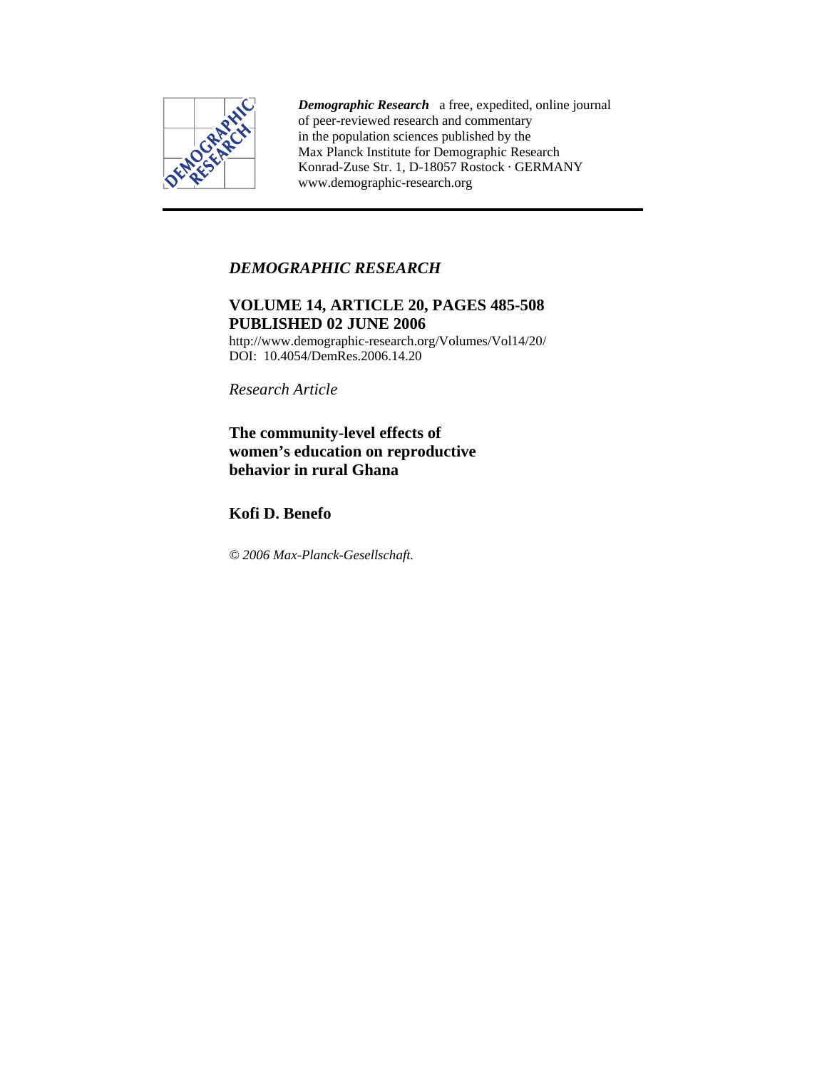***Demographic Research*** a free, expedited, online journal of peer-reviewed research and commentary in the population sciences published by the Max Planck Institute for Demographic Research
Konrad-Zuse Str. 1, D-18057 Rostock · GERMANY
www.demographic-research.org

---

*DEMOGRAPHIC RESEARCH*

**VOLUME 14, ARTICLE 20, PAGES 485-508**
**PUBLISHED 02 JUNE 2006**

http://www.demographic-research.org/Volumes/Vol14/20/
DOI: 10.4054/DemRes.2006.14.20

*Research Article*

# The community-level effects of women's education on reproductive behavior in rural Ghana

## Kofi D. Benefo

*© 2006 Max-Planck-Gesellschaft.*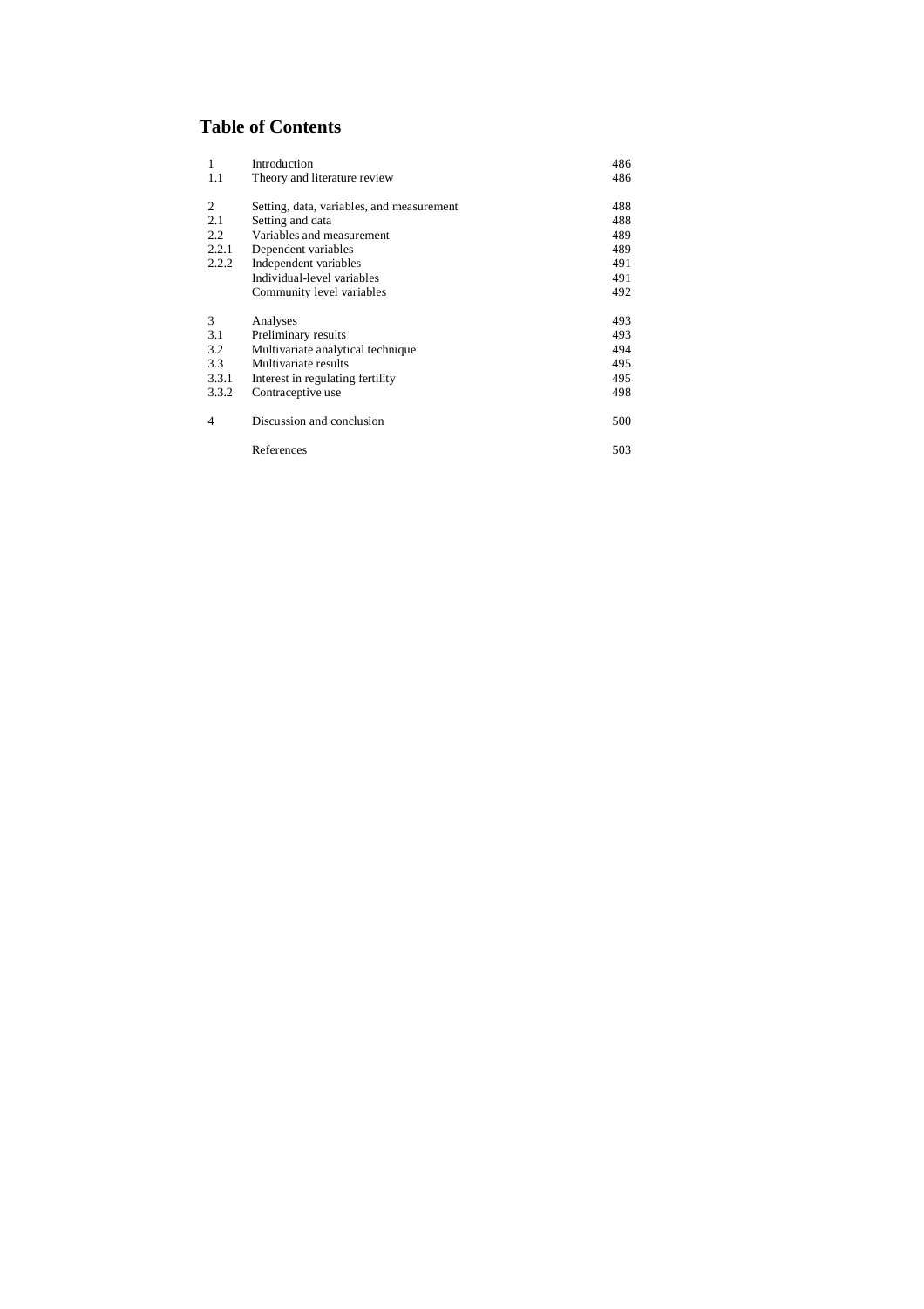## Table of Contents

| | | |
|---|---|---|
| 1 | Introduction | 486 |
| 1.1 | Theory and literature review | 486 |
| | | |
| 2 | Setting, data, variables, and measurement | 488 |
| 2.1 | Setting and data | 488 |
| 2.2 | Variables and measurement | 489 |
| 2.2.1 | Dependent variables | 489 |
| 2.2.2 | Independent variables | 491 |
| | Individual-level variables | 491 |
| | Community level variables | 492 |
| | | |
| 3 | Analyses | 493 |
| 3.1 | Preliminary results | 493 |
| 3.2 | Multivariate analytical technique | 494 |
| 3.3 | Multivariate results | 495 |
| 3.3.1 | Interest in regulating fertility | 495 |
| 3.3.2 | Contraceptive use | 498 |
| | | |
| 4 | Discussion and conclusion | 500 |
| | | |
| | References | 503 |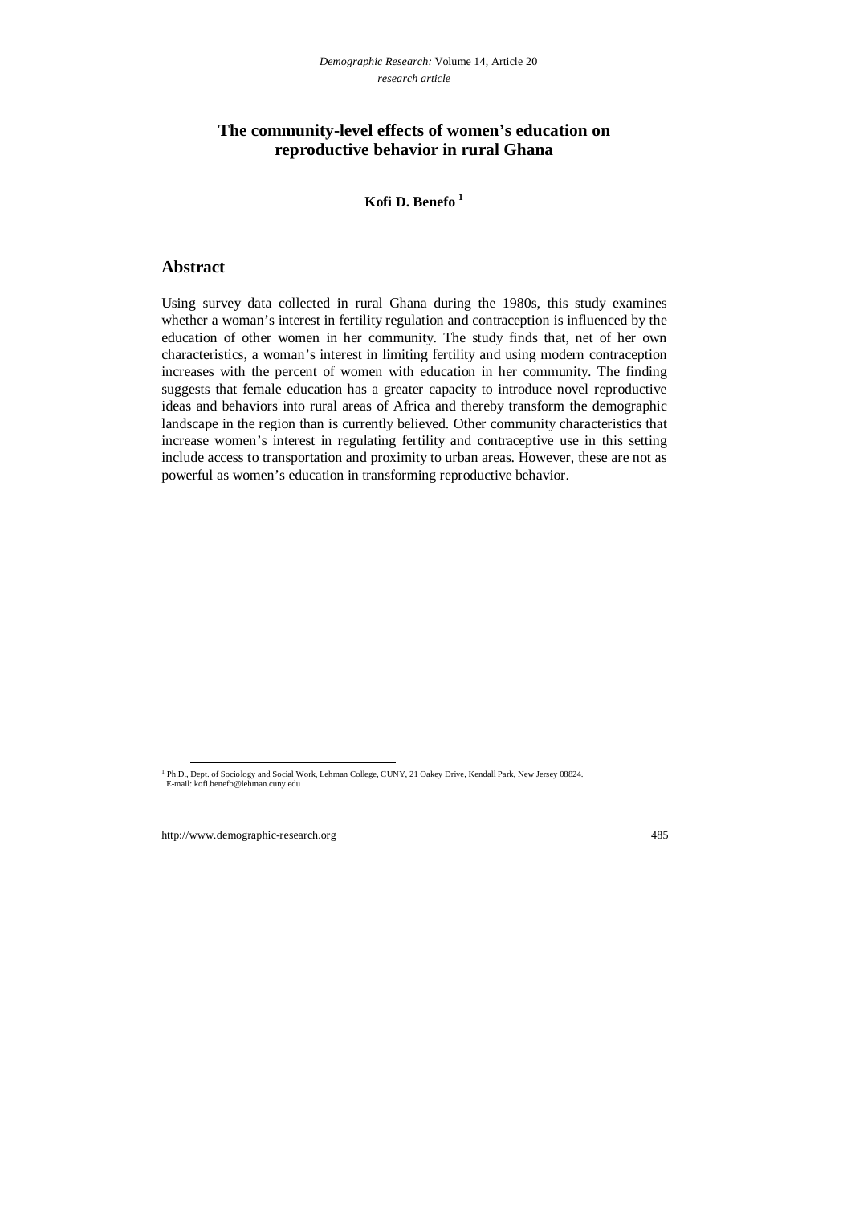*Demographic Research:* Volume 14, Article 20
*research article*

# The community-level effects of women's education on reproductive behavior in rural Ghana

**Kofi D. Benefo** [1]

## Abstract

Using survey data collected in rural Ghana during the 1980s, this study examines whether a woman's interest in fertility regulation and contraception is influenced by the education of other women in her community. The study finds that, net of her own characteristics, a woman's interest in limiting fertility and using modern contraception increases with the percent of women with education in her community. The finding suggests that female education has a greater capacity to introduce novel reproductive ideas and behaviors into rural areas of Africa and thereby transform the demographic landscape in the region than is currently believed. Other community characteristics that increase women's interest in regulating fertility and contraceptive use in this setting include access to transportation and proximity to urban areas. However, these are not as powerful as women's education in transforming reproductive behavior.

---

[1] Ph.D., Dept. of Sociology and Social Work, Lehman College, CUNY, 21 Oakey Drive, Kendall Park, New Jersey 08824. E-mail: kofi.benefo@lehman.cuny.edu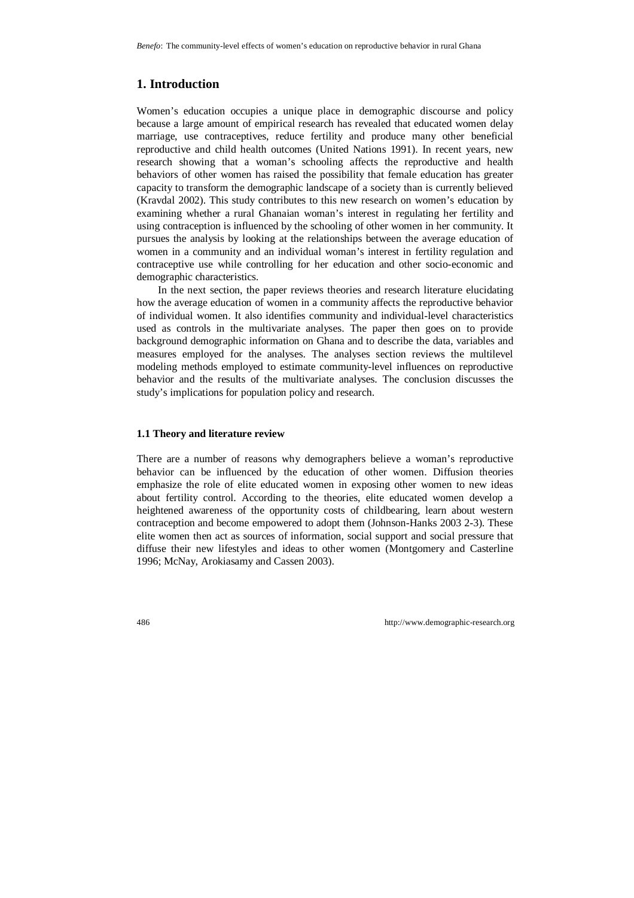# 1. Introduction

Women's education occupies a unique place in demographic discourse and policy because a large amount of empirical research has revealed that educated women delay marriage, use contraceptives, reduce fertility and produce many other beneficial reproductive and child health outcomes (United Nations 1991). In recent years, new research showing that a woman's schooling affects the reproductive and health behaviors of other women has raised the possibility that female education has greater capacity to transform the demographic landscape of a society than is currently believed (Kravdal 2002). This study contributes to this new research on women's education by examining whether a rural Ghanaian woman's interest in regulating her fertility and using contraception is influenced by the schooling of other women in her community. It pursues the analysis by looking at the relationships between the average education of women in a community and an individual woman's interest in fertility regulation and contraceptive use while controlling for her education and other socio-economic and demographic characteristics.

In the next section, the paper reviews theories and research literature elucidating how the average education of women in a community affects the reproductive behavior of individual women. It also identifies community and individual-level characteristics used as controls in the multivariate analyses. The paper then goes on to provide background demographic information on Ghana and to describe the data, variables and measures employed for the analyses. The analyses section reviews the multilevel modeling methods employed to estimate community-level influences on reproductive behavior and the results of the multivariate analyses. The conclusion discusses the study's implications for population policy and research.

### 1.1 Theory and literature review

There are a number of reasons why demographers believe a woman's reproductive behavior can be influenced by the education of other women. Diffusion theories emphasize the role of elite educated women in exposing other women to new ideas about fertility control. According to the theories, elite educated women develop a heightened awareness of the opportunity costs of childbearing, learn about western contraception and become empowered to adopt them (Johnson-Hanks 2003 2-3). These elite women then act as sources of information, social support and social pressure that diffuse their new lifestyles and ideas to other women (Montgomery and Casterline 1996; McNay, Arokiasamy and Cassen 2003).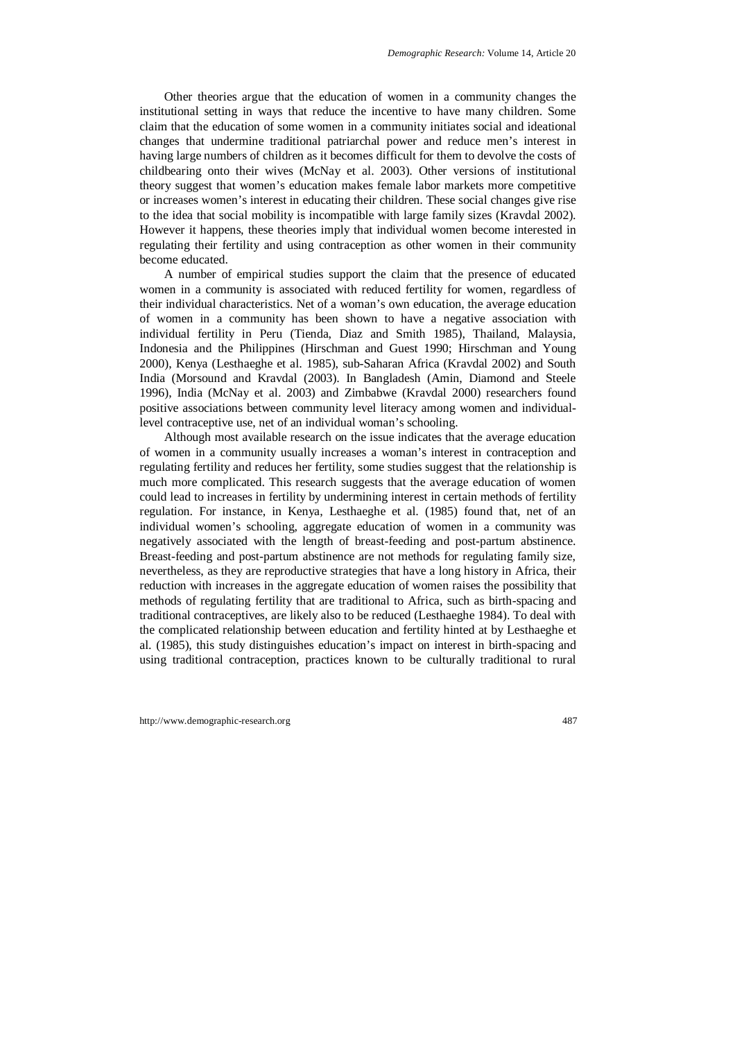Other theories argue that the education of women in a community changes the institutional setting in ways that reduce the incentive to have many children. Some claim that the education of some women in a community initiates social and ideational changes that undermine traditional patriarchal power and reduce men's interest in having large numbers of children as it becomes difficult for them to devolve the costs of childbearing onto their wives (McNay et al. 2003). Other versions of institutional theory suggest that women's education makes female labor markets more competitive or increases women's interest in educating their children. These social changes give rise to the idea that social mobility is incompatible with large family sizes (Kravdal 2002). However it happens, these theories imply that individual women become interested in regulating their fertility and using contraception as other women in their community become educated.

A number of empirical studies support the claim that the presence of educated women in a community is associated with reduced fertility for women, regardless of their individual characteristics. Net of a woman's own education, the average education of women in a community has been shown to have a negative association with individual fertility in Peru (Tienda, Diaz and Smith 1985), Thailand, Malaysia, Indonesia and the Philippines (Hirschman and Guest 1990; Hirschman and Young 2000), Kenya (Lesthaeghe et al. 1985), sub-Saharan Africa (Kravdal 2002) and South India (Morsound and Kravdal (2003). In Bangladesh (Amin, Diamond and Steele 1996), India (McNay et al. 2003) and Zimbabwe (Kravdal 2000) researchers found positive associations between community level literacy among women and individual-level contraceptive use, net of an individual woman's schooling.

Although most available research on the issue indicates that the average education of women in a community usually increases a woman's interest in contraception and regulating fertility and reduces her fertility, some studies suggest that the relationship is much more complicated. This research suggests that the average education of women could lead to increases in fertility by undermining interest in certain methods of fertility regulation. For instance, in Kenya, Lesthaeghe et al. (1985) found that, net of an individual women's schooling, aggregate education of women in a community was negatively associated with the length of breast-feeding and post-partum abstinence. Breast-feeding and post-partum abstinence are not methods for regulating family size, nevertheless, as they are reproductive strategies that have a long history in Africa, their reduction with increases in the aggregate education of women raises the possibility that methods of regulating fertility that are traditional to Africa, such as birth-spacing and traditional contraceptives, are likely also to be reduced (Lesthaeghe 1984). To deal with the complicated relationship between education and fertility hinted at by Lesthaeghe et al. (1985), this study distinguishes education's impact on interest in birth-spacing and using traditional contraception, practices known to be culturally traditional to rural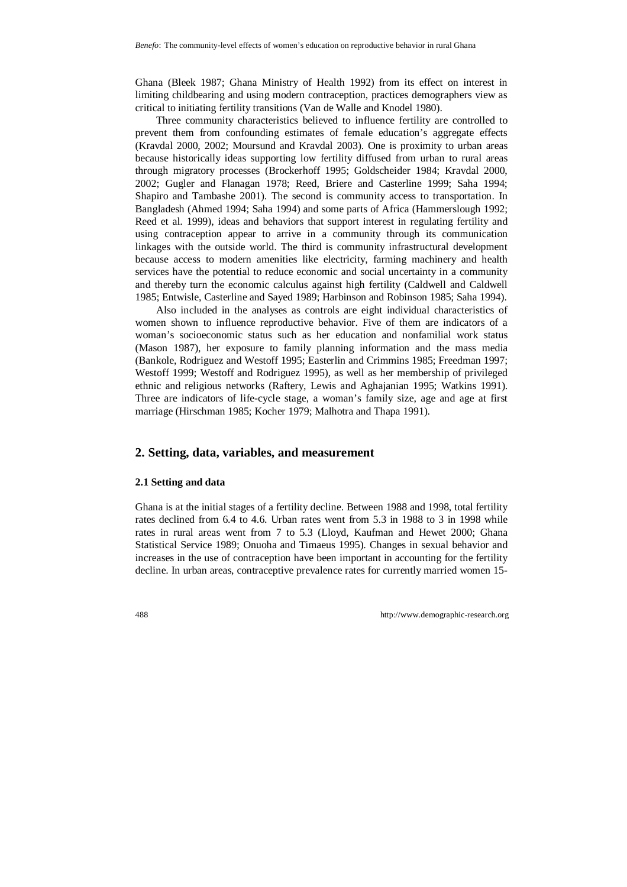Ghana (Bleek 1987; Ghana Ministry of Health 1992) from its effect on interest in limiting childbearing and using modern contraception, practices demographers view as critical to initiating fertility transitions (Van de Walle and Knodel 1980).

Three community characteristics believed to influence fertility are controlled to prevent them from confounding estimates of female education's aggregate effects (Kravdal 2000, 2002; Moursund and Kravdal 2003). One is proximity to urban areas because historically ideas supporting low fertility diffused from urban to rural areas through migratory processes (Brockerhoff 1995; Goldscheider 1984; Kravdal 2000, 2002; Gugler and Flanagan 1978; Reed, Briere and Casterline 1999; Saha 1994; Shapiro and Tambashe 2001). The second is community access to transportation. In Bangladesh (Ahmed 1994; Saha 1994) and some parts of Africa (Hammerslough 1992; Reed et al. 1999), ideas and behaviors that support interest in regulating fertility and using contraception appear to arrive in a community through its communication linkages with the outside world. The third is community infrastructural development because access to modern amenities like electricity, farming machinery and health services have the potential to reduce economic and social uncertainty in a community and thereby turn the economic calculus against high fertility (Caldwell and Caldwell 1985; Entwisle, Casterline and Sayed 1989; Harbinson and Robinson 1985; Saha 1994).

Also included in the analyses as controls are eight individual characteristics of women shown to influence reproductive behavior. Five of them are indicators of a woman's socioeconomic status such as her education and nonfamilial work status (Mason 1987), her exposure to family planning information and the mass media (Bankole, Rodriguez and Westoff 1995; Easterlin and Crimmins 1985; Freedman 1997; Westoff 1999; Westoff and Rodriguez 1995), as well as her membership of privileged ethnic and religious networks (Raftery, Lewis and Aghajanian 1995; Watkins 1991). Three are indicators of life-cycle stage, a woman's family size, age and age at first marriage (Hirschman 1985; Kocher 1979; Malhotra and Thapa 1991).

## 2. Setting, data, variables, and measurement

### 2.1 Setting and data

Ghana is at the initial stages of a fertility decline. Between 1988 and 1998, total fertility rates declined from 6.4 to 4.6. Urban rates went from 5.3 in 1988 to 3 in 1998 while rates in rural areas went from 7 to 5.3 (Lloyd, Kaufman and Hewet 2000; Ghana Statistical Service 1989; Onuoha and Timaeus 1995). Changes in sexual behavior and increases in the use of contraception have been important in accounting for the fertility decline. In urban areas, contraceptive prevalence rates for currently married women 15-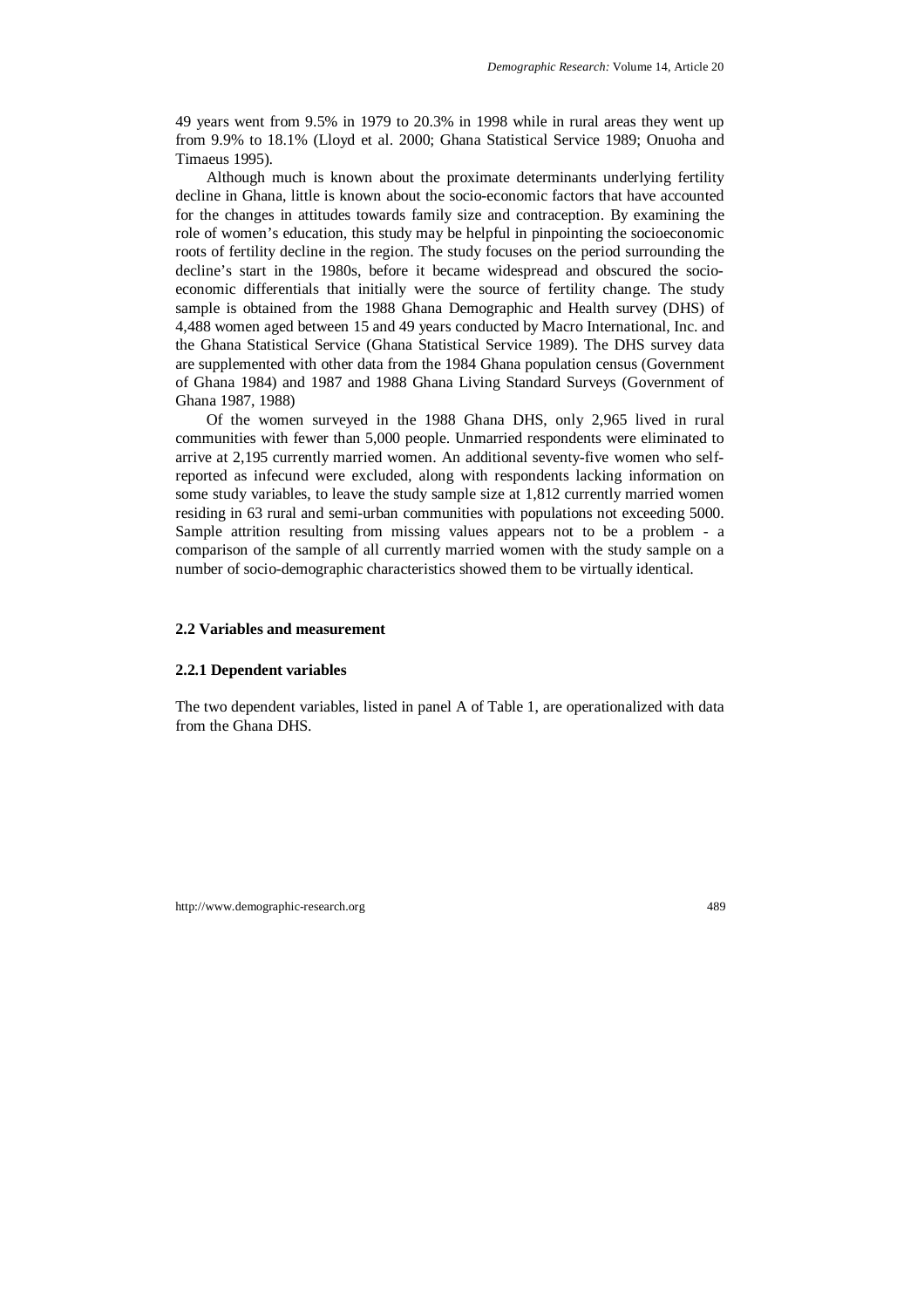49 years went from 9.5% in 1979 to 20.3% in 1998 while in rural areas they went up from 9.9% to 18.1% (Lloyd et al. 2000; Ghana Statistical Service 1989; Onuoha and Timaeus 1995).

Although much is known about the proximate determinants underlying fertility decline in Ghana, little is known about the socio-economic factors that have accounted for the changes in attitudes towards family size and contraception. By examining the role of women's education, this study may be helpful in pinpointing the socioeconomic roots of fertility decline in the region. The study focuses on the period surrounding the decline's start in the 1980s, before it became widespread and obscured the socio-economic differentials that initially were the source of fertility change. The study sample is obtained from the 1988 Ghana Demographic and Health survey (DHS) of 4,488 women aged between 15 and 49 years conducted by Macro International, Inc. and the Ghana Statistical Service (Ghana Statistical Service 1989). The DHS survey data are supplemented with other data from the 1984 Ghana population census (Government of Ghana 1984) and 1987 and 1988 Ghana Living Standard Surveys (Government of Ghana 1987, 1988)

Of the women surveyed in the 1988 Ghana DHS, only 2,965 lived in rural communities with fewer than 5,000 people. Unmarried respondents were eliminated to arrive at 2,195 currently married women. An additional seventy-five women who self-reported as infecund were excluded, along with respondents lacking information on some study variables, to leave the study sample size at 1,812 currently married women residing in 63 rural and semi-urban communities with populations not exceeding 5000. Sample attrition resulting from missing values appears not to be a problem - a comparison of the sample of all currently married women with the study sample on a number of socio-demographic characteristics showed them to be virtually identical.

### 2.2 Variables and measurement

#### 2.2.1 Dependent variables

The two dependent variables, listed in panel A of Table 1, are operationalized with data from the Ghana DHS.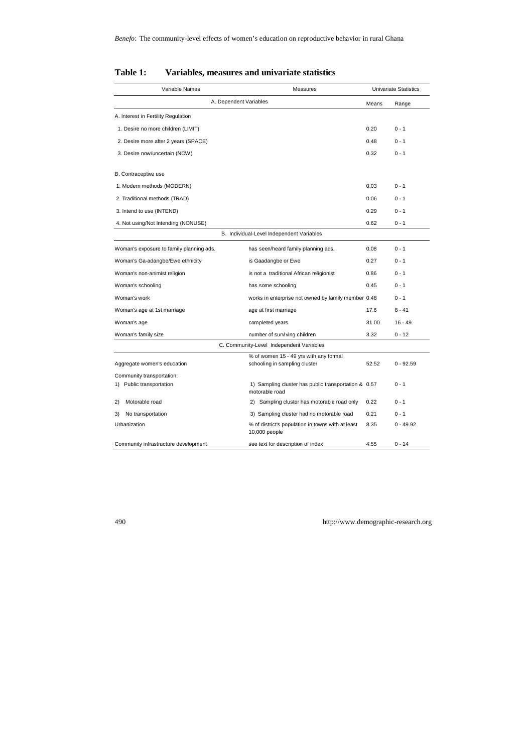**Table 1: Variables, measures and univariate statistics**

| Variable Names | Measures | Univariate Statistics | |
|---|---|---|---|
| A. Dependent Variables | | Means | Range |
| A. Interest in Fertility Regulation | | | |
| 1. Desire no more children (LIMIT) | | 0.20 | 0 - 1 |
| 2. Desire more after 2 years (SPACE) | | 0.48 | 0 - 1 |
| 3. Desire now/uncertain (NOW) | | 0.32 | 0 - 1 |
| B. Contraceptive use | | | |
| 1. Modern methods (MODERN) | | 0.03 | 0 - 1 |
| 2. Traditional methods (TRAD) | | 0.06 | 0 - 1 |
| 3. Intend to use (INTEND) | | 0.29 | 0 - 1 |
| 4. Not using/Not Intending (NONUSE) | | 0.62 | 0 - 1 |
| B. Individual-Level Independent Variables | | | |
| Woman's exposure to family planning ads. | has seen/heard family planning ads. | 0.08 | 0 - 1 |
| Woman's Ga-adangbe/Ewe ethnicity | is Gaadangbe or Ewe | 0.27 | 0 - 1 |
| Woman's non-animist religion | is not a traditional African religionist | 0.86 | 0 - 1 |
| Woman's schooling | has some schooling | 0.45 | 0 - 1 |
| Woman's work | works in enterprise not owned by family member | 0.48 | 0 - 1 |
| Woman's age at 1st marriage | age at first marriage | 17.6 | 8 - 41 |
| Woman's age | completed years | 31.00 | 16 - 49 |
| Woman's family size | number of surviving children | 3.32 | 0 - 12 |
| C. Community-Level Independent Variables | | | |
| Aggregate women's education | % of women 15 - 49 yrs with any formal schooling in sampling cluster | 52.52 | 0 - 92.59 |
| Community transportation: | | | |
| 1) Public transportation | 1) Sampling cluster has public transportation & motorable road | 0.57 | 0 - 1 |
| 2) Motorable road | 2) Sampling cluster has motorable road only | 0.22 | 0 - 1 |
| 3) No transportation | 3) Sampling cluster had no motorable road | 0.21 | 0 - 1 |
| Urbanization | % of district's population in towns with at least 10,000 people | 8.35 | 0 - 49.92 |
| Community infrastructure development | see text for description of index | 4.55 | 0 - 14 |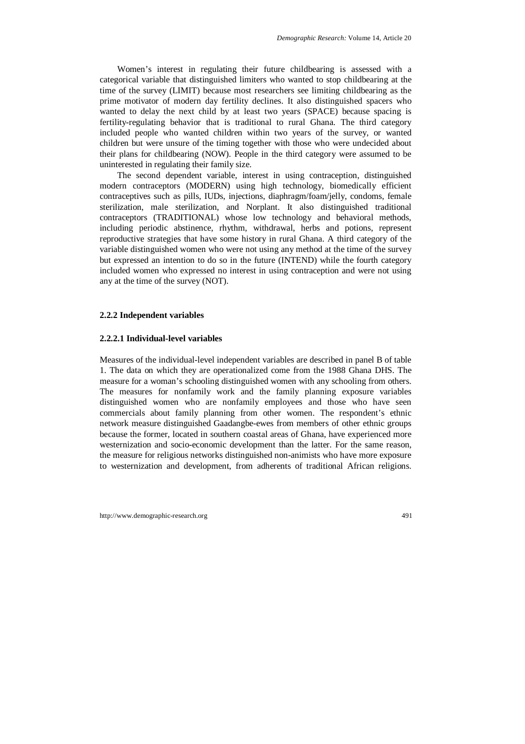Women's interest in regulating their future childbearing is assessed with a categorical variable that distinguished limiters who wanted to stop childbearing at the time of the survey (LIMIT) because most researchers see limiting childbearing as the prime motivator of modern day fertility declines. It also distinguished spacers who wanted to delay the next child by at least two years (SPACE) because spacing is fertility-regulating behavior that is traditional to rural Ghana. The third category included people who wanted children within two years of the survey, or wanted children but were unsure of the timing together with those who were undecided about their plans for childbearing (NOW). People in the third category were assumed to be uninterested in regulating their family size.

The second dependent variable, interest in using contraception, distinguished modern contraceptors (MODERN) using high technology, biomedically efficient contraceptives such as pills, IUDs, injections, diaphragm/foam/jelly, condoms, female sterilization, male sterilization, and Norplant. It also distinguished traditional contraceptors (TRADITIONAL) whose low technology and behavioral methods, including periodic abstinence, rhythm, withdrawal, herbs and potions, represent reproductive strategies that have some history in rural Ghana. A third category of the variable distinguished women who were not using any method at the time of the survey but expressed an intention to do so in the future (INTEND) while the fourth category included women who expressed no interest in using contraception and were not using any at the time of the survey (NOT).

### 2.2.2 Independent variables

#### 2.2.2.1 Individual-level variables

Measures of the individual-level independent variables are described in panel B of table 1. The data on which they are operationalized come from the 1988 Ghana DHS. The measure for a woman's schooling distinguished women with any schooling from others. The measures for nonfamily work and the family planning exposure variables distinguished women who are nonfamily employees and those who have seen commercials about family planning from other women. The respondent's ethnic network measure distinguished Gaadangbe-ewes from members of other ethnic groups because the former, located in southern coastal areas of Ghana, have experienced more westernization and socio-economic development than the latter. For the same reason, the measure for religious networks distinguished non-animists who have more exposure to westernization and development, from adherents of traditional African religions.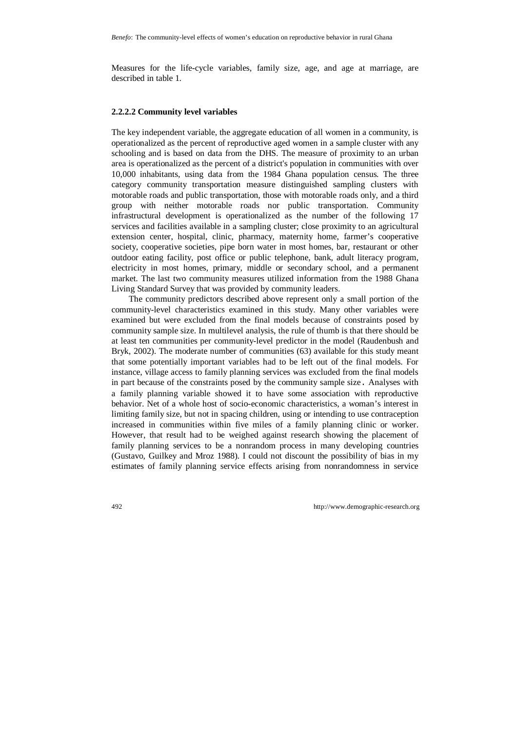Measures for the life-cycle variables, family size, age, and age at marriage, are described in table 1.

#### 2.2.2.2 Community level variables

The key independent variable, the aggregate education of all women in a community, is operationalized as the percent of reproductive aged women in a sample cluster with any schooling and is based on data from the DHS. The measure of proximity to an urban area is operationalized as the percent of a district's population in communities with over 10,000 inhabitants, using data from the 1984 Ghana population census. The three category community transportation measure distinguished sampling clusters with motorable roads and public transportation, those with motorable roads only, and a third group with neither motorable roads nor public transportation. Community infrastructural development is operationalized as the number of the following 17 services and facilities available in a sampling cluster; close proximity to an agricultural extension center, hospital, clinic, pharmacy, maternity home, farmer's cooperative society, cooperative societies, pipe born water in most homes, bar, restaurant or other outdoor eating facility, post office or public telephone, bank, adult literacy program, electricity in most homes, primary, middle or secondary school, and a permanent market. The last two community measures utilized information from the 1988 Ghana Living Standard Survey that was provided by community leaders.

The community predictors described above represent only a small portion of the community-level characteristics examined in this study. Many other variables were examined but were excluded from the final models because of constraints posed by community sample size. In multilevel analysis, the rule of thumb is that there should be at least ten communities per community-level predictor in the model (Raudenbush and Bryk, 2002). The moderate number of communities (63) available for this study meant that some potentially important variables had to be left out of the final models. For instance, village access to family planning services was excluded from the final models in part because of the constraints posed by the community sample size. Analyses with a family planning variable showed it to have some association with reproductive behavior. Net of a whole host of socio-economic characteristics, a woman's interest in limiting family size, but not in spacing children, using or intending to use contraception increased in communities within five miles of a family planning clinic or worker. However, that result had to be weighed against research showing the placement of family planning services to be a nonrandom process in many developing countries (Gustavo, Guilkey and Mroz 1988). I could not discount the possibility of bias in my estimates of family planning service effects arising from nonrandomness in service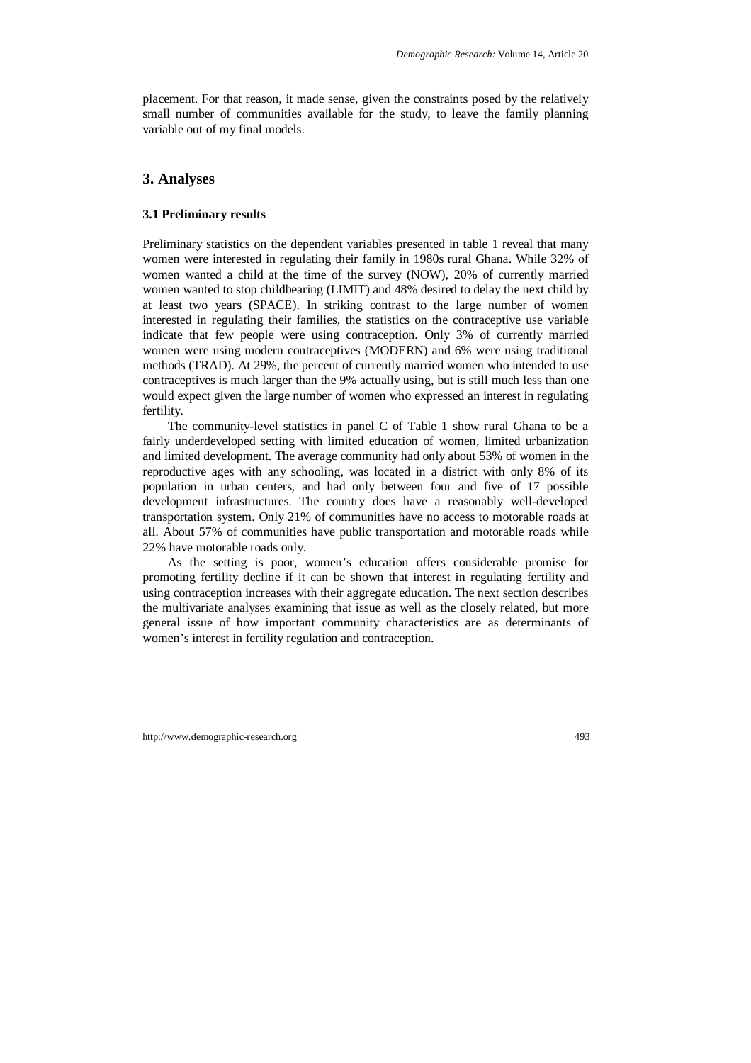placement. For that reason, it made sense, given the constraints posed by the relatively small number of communities available for the study, to leave the family planning variable out of my final models.

## 3. Analyses

### 3.1 Preliminary results

Preliminary statistics on the dependent variables presented in table 1 reveal that many women were interested in regulating their family in 1980s rural Ghana. While 32% of women wanted a child at the time of the survey (NOW), 20% of currently married women wanted to stop childbearing (LIMIT) and 48% desired to delay the next child by at least two years (SPACE). In striking contrast to the large number of women interested in regulating their families, the statistics on the contraceptive use variable indicate that few people were using contraception. Only 3% of currently married women were using modern contraceptives (MODERN) and 6% were using traditional methods (TRAD). At 29%, the percent of currently married women who intended to use contraceptives is much larger than the 9% actually using, but is still much less than one would expect given the large number of women who expressed an interest in regulating fertility.

The community-level statistics in panel C of Table 1 show rural Ghana to be a fairly underdeveloped setting with limited education of women, limited urbanization and limited development. The average community had only about 53% of women in the reproductive ages with any schooling, was located in a district with only 8% of its population in urban centers, and had only between four and five of 17 possible development infrastructures. The country does have a reasonably well-developed transportation system. Only 21% of communities have no access to motorable roads at all. About 57% of communities have public transportation and motorable roads while 22% have motorable roads only.

As the setting is poor, women's education offers considerable promise for promoting fertility decline if it can be shown that interest in regulating fertility and using contraception increases with their aggregate education. The next section describes the multivariate analyses examining that issue as well as the closely related, but more general issue of how important community characteristics are as determinants of women's interest in fertility regulation and contraception.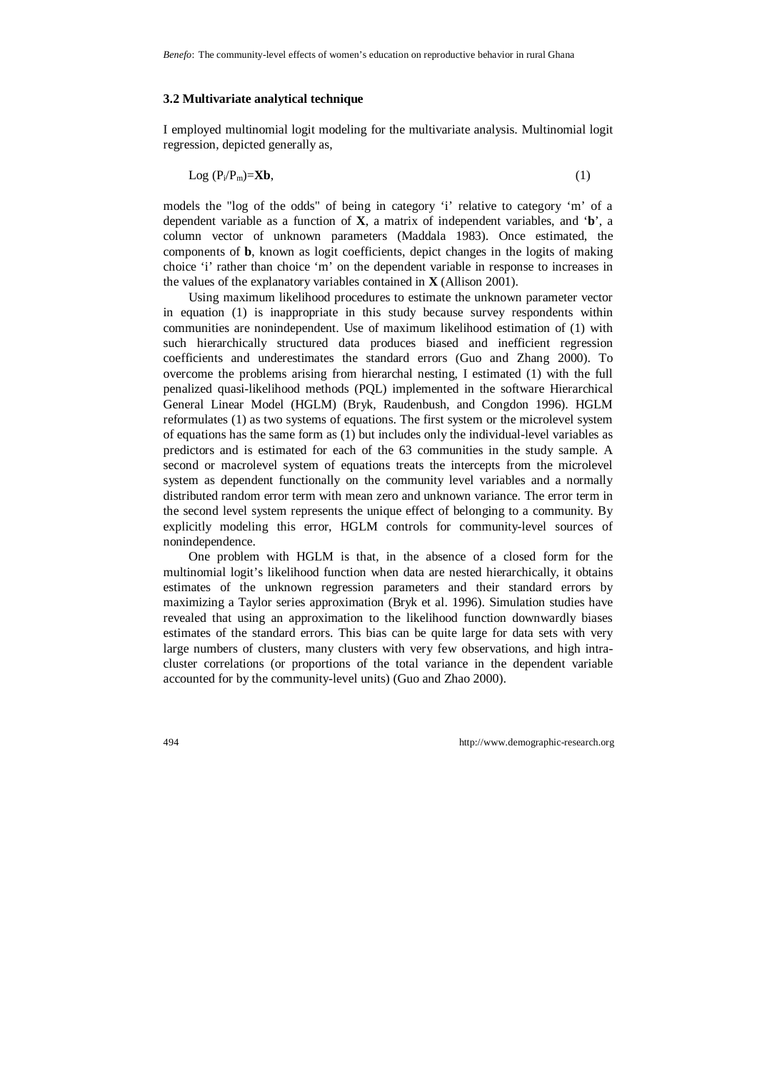### 3.2 Multivariate analytical technique

I employed multinomial logit modeling for the multivariate analysis. Multinomial logit regression, depicted generally as,

$$\text{Log}\ (P_i/P_m)=\mathbf{Xb}, \tag{1}$$

models the "log of the odds" of being in category 'i' relative to category 'm' of a dependent variable as a function of **X**, a matrix of independent variables, and '**b**', a column vector of unknown parameters (Maddala 1983). Once estimated, the components of **b**, known as logit coefficients, depict changes in the logits of making choice 'i' rather than choice 'm' on the dependent variable in response to increases in the values of the explanatory variables contained in **X** (Allison 2001).

Using maximum likelihood procedures to estimate the unknown parameter vector in equation (1) is inappropriate in this study because survey respondents within communities are nonindependent. Use of maximum likelihood estimation of (1) with such hierarchically structured data produces biased and inefficient regression coefficients and underestimates the standard errors (Guo and Zhang 2000). To overcome the problems arising from hierarchal nesting, I estimated (1) with the full penalized quasi-likelihood methods (PQL) implemented in the software Hierarchical General Linear Model (HGLM) (Bryk, Raudenbush, and Congdon 1996). HGLM reformulates (1) as two systems of equations. The first system or the microlevel system of equations has the same form as (1) but includes only the individual-level variables as predictors and is estimated for each of the 63 communities in the study sample. A second or macrolevel system of equations treats the intercepts from the microlevel system as dependent functionally on the community level variables and a normally distributed random error term with mean zero and unknown variance. The error term in the second level system represents the unique effect of belonging to a community. By explicitly modeling this error, HGLM controls for community-level sources of nonindependence.

One problem with HGLM is that, in the absence of a closed form for the multinomial logit's likelihood function when data are nested hierarchically, it obtains estimates of the unknown regression parameters and their standard errors by maximizing a Taylor series approximation (Bryk et al. 1996). Simulation studies have revealed that using an approximation to the likelihood function downwardly biases estimates of the standard errors. This bias can be quite large for data sets with very large numbers of clusters, many clusters with very few observations, and high intra-cluster correlations (or proportions of the total variance in the dependent variable accounted for by the community-level units) (Guo and Zhao 2000).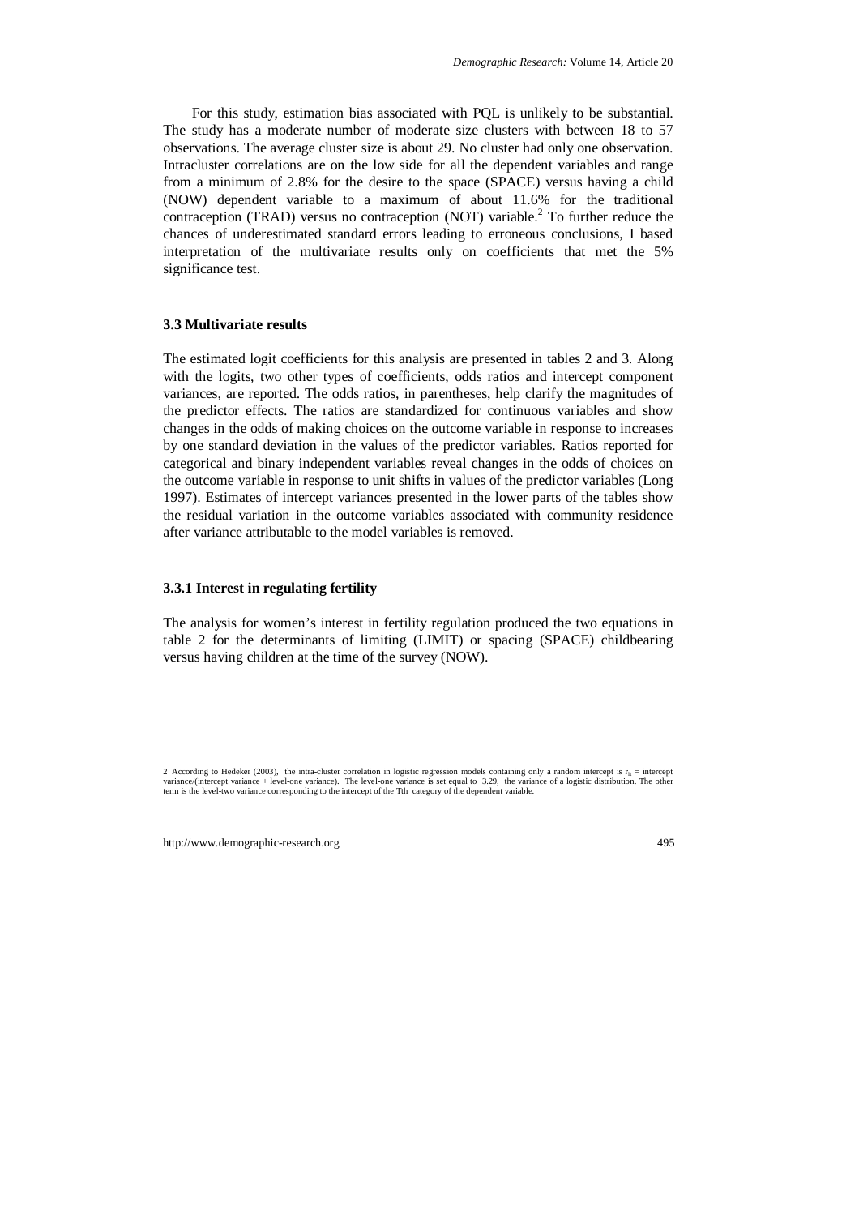For this study, estimation bias associated with PQL is unlikely to be substantial. The study has a moderate number of moderate size clusters with between 18 to 57 observations. The average cluster size is about 29. No cluster had only one observation. Intracluster correlations are on the low side for all the dependent variables and range from a minimum of 2.8% for the desire to the space (SPACE) versus having a child (NOW) dependent variable to a maximum of about 11.6% for the traditional contraception (TRAD) versus no contraception (NOT) variable.[2] To further reduce the chances of underestimated standard errors leading to erroneous conclusions, I based interpretation of the multivariate results only on coefficients that met the 5% significance test.

### 3.3 Multivariate results

The estimated logit coefficients for this analysis are presented in tables 2 and 3. Along with the logits, two other types of coefficients, odds ratios and intercept component variances, are reported. The odds ratios, in parentheses, help clarify the magnitudes of the predictor effects. The ratios are standardized for continuous variables and show changes in the odds of making choices on the outcome variable in response to increases by one standard deviation in the values of the predictor variables. Ratios reported for categorical and binary independent variables reveal changes in the odds of choices on the outcome variable in response to unit shifts in values of the predictor variables (Long 1997). Estimates of intercept variances presented in the lower parts of the tables show the residual variation in the outcome variables associated with community residence after variance attributable to the model variables is removed.

#### 3.3.1 Interest in regulating fertility

The analysis for women's interest in fertility regulation produced the two equations in table 2 for the determinants of limiting (LIMIT) or spacing (SPACE) childbearing versus having children at the time of the survey (NOW).

---

2 According to Hedeker (2003), the intra-cluster correlation in logistic regression models containing only a random intercept is $r_{it}$ = intercept variance/(intercept variance + level-one variance). The level-one variance is set equal to 3.29, the variance of a logistic distribution. The other term is the level-two variance corresponding to the intercept of the Tth category of the dependent variable.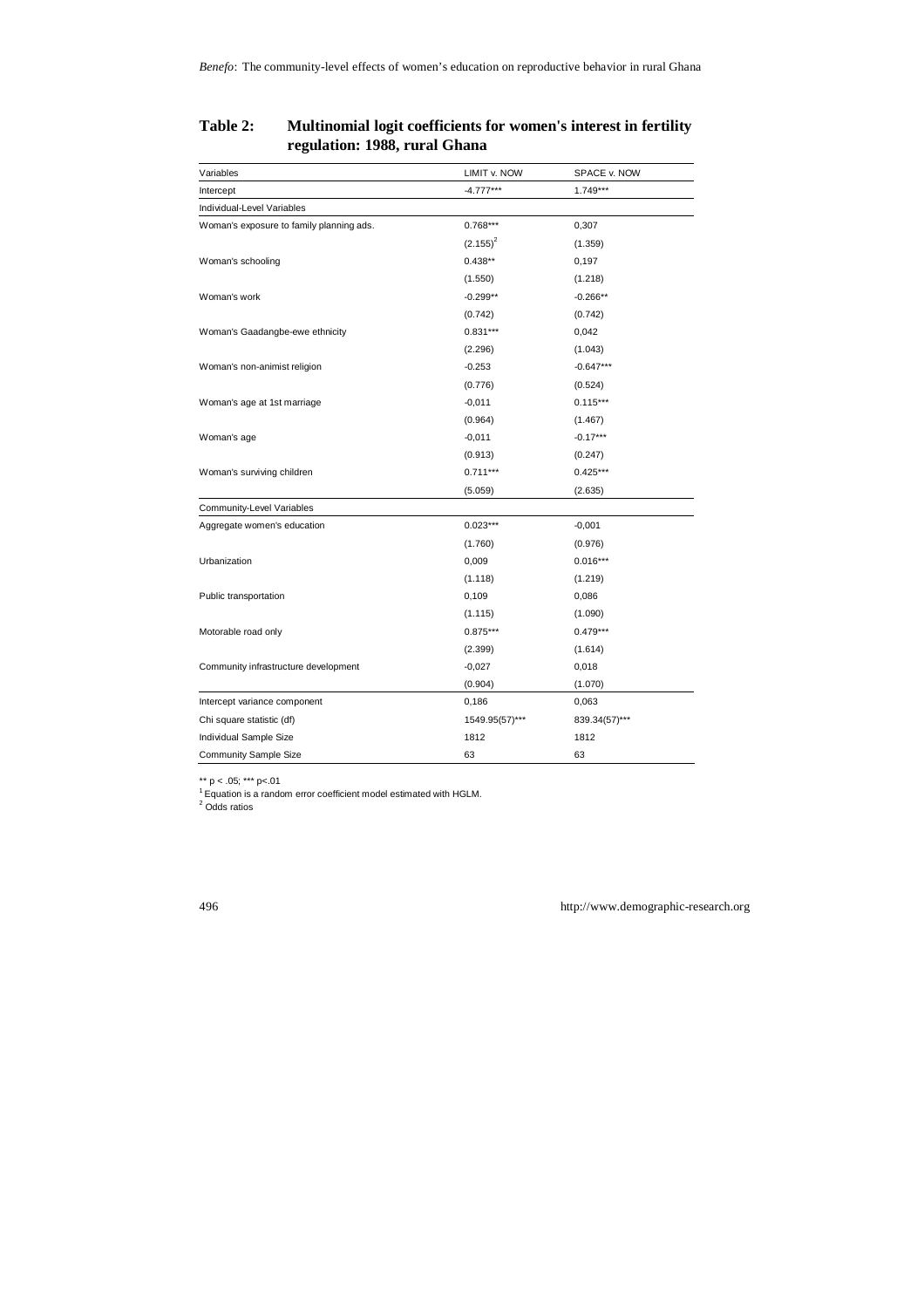**Table 2: Multinomial logit coefficients for women's interest in fertility regulation: 1988, rural Ghana**

| Variables | LIMIT v. NOW | SPACE v. NOW |
|---|---|---|
| Intercept | -4.777*** | 1.749*** |
| Individual-Level Variables | | |
| Woman's exposure to family planning ads. | 0.768*** | 0,307 |
| | (2.155)[2] | (1.359) |
| Woman's schooling | 0.438** | 0,197 |
| | (1.550) | (1.218) |
| Woman's work | -0.299** | -0.266** |
| | (0.742) | (0.742) |
| Woman's Gaadangbe-ewe ethnicity | 0.831*** | 0,042 |
| | (2.296) | (1.043) |
| Woman's non-animist religion | -0.253 | -0.647*** |
| | (0.776) | (0.524) |
| Woman's age at 1st marriage | -0,011 | 0.115*** |
| | (0.964) | (1.467) |
| Woman's age | -0,011 | -0.17*** |
| | (0.913) | (0.247) |
| Woman's surviving children | 0.711*** | 0.425*** |
| | (5.059) | (2.635) |
| Community-Level Variables | | |
| Aggregate women's education | 0.023*** | -0,001 |
| | (1.760) | (0.976) |
| Urbanization | 0,009 | 0.016*** |
| | (1.118) | (1.219) |
| Public transportation | 0,109 | 0,086 |
| | (1.115) | (1.090) |
| Motorable road only | 0.875*** | 0.479*** |
| | (2.399) | (1.614) |
| Community infrastructure development | -0,027 | 0,018 |
| | (0.904) | (1.070) |
| Intercept variance component | 0,186 | 0,063 |
| Chi square statistic (df) | 1549.95(57)*** | 839.34(57)*** |
| Individual Sample Size | 1812 | 1812 |
| Community Sample Size | 63 | 63 |

** p < .05; *** p<.01

[1] Equation is a random error coefficient model estimated with HGLM.

[2] Odds ratios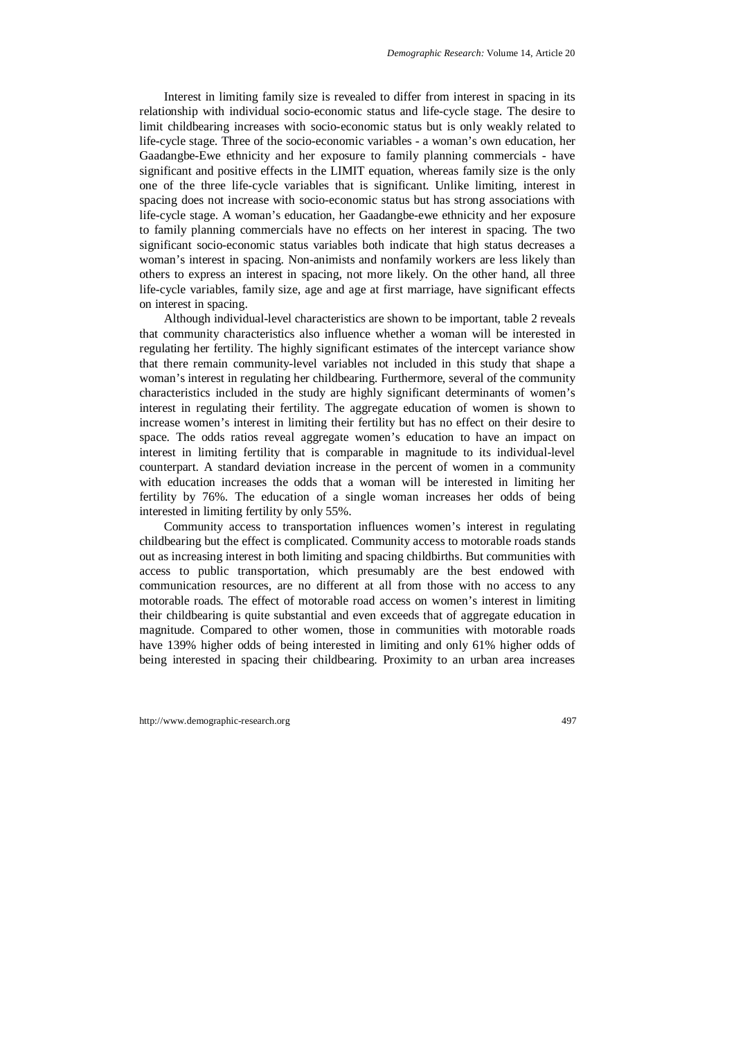Interest in limiting family size is revealed to differ from interest in spacing in its relationship with individual socio-economic status and life-cycle stage. The desire to limit childbearing increases with socio-economic status but is only weakly related to life-cycle stage. Three of the socio-economic variables - a woman's own education, her Gaadangbe-Ewe ethnicity and her exposure to family planning commercials - have significant and positive effects in the LIMIT equation, whereas family size is the only one of the three life-cycle variables that is significant. Unlike limiting, interest in spacing does not increase with socio-economic status but has strong associations with life-cycle stage. A woman's education, her Gaadangbe-ewe ethnicity and her exposure to family planning commercials have no effects on her interest in spacing. The two significant socio-economic status variables both indicate that high status decreases a woman's interest in spacing. Non-animists and nonfamily workers are less likely than others to express an interest in spacing, not more likely. On the other hand, all three life-cycle variables, family size, age and age at first marriage, have significant effects on interest in spacing.

Although individual-level characteristics are shown to be important, table 2 reveals that community characteristics also influence whether a woman will be interested in regulating her fertility. The highly significant estimates of the intercept variance show that there remain community-level variables not included in this study that shape a woman's interest in regulating her childbearing. Furthermore, several of the community characteristics included in the study are highly significant determinants of women's interest in regulating their fertility. The aggregate education of women is shown to increase women's interest in limiting their fertility but has no effect on their desire to space. The odds ratios reveal aggregate women's education to have an impact on interest in limiting fertility that is comparable in magnitude to its individual-level counterpart. A standard deviation increase in the percent of women in a community with education increases the odds that a woman will be interested in limiting her fertility by 76%. The education of a single woman increases her odds of being interested in limiting fertility by only 55%.

Community access to transportation influences women's interest in regulating childbearing but the effect is complicated. Community access to motorable roads stands out as increasing interest in both limiting and spacing childbirths. But communities with access to public transportation, which presumably are the best endowed with communication resources, are no different at all from those with no access to any motorable roads. The effect of motorable road access on women's interest in limiting their childbearing is quite substantial and even exceeds that of aggregate education in magnitude. Compared to other women, those in communities with motorable roads have 139% higher odds of being interested in limiting and only 61% higher odds of being interested in spacing their childbearing. Proximity to an urban area increases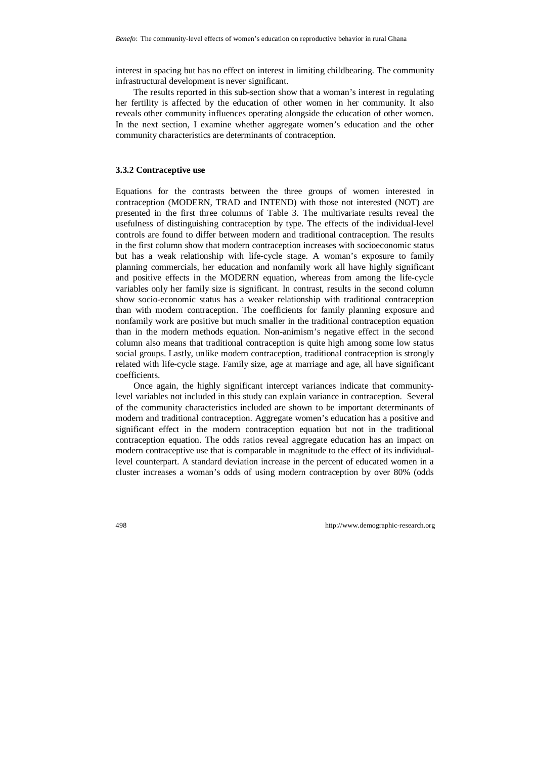interest in spacing but has no effect on interest in limiting childbearing. The community infrastructural development is never significant.

The results reported in this sub-section show that a woman's interest in regulating her fertility is affected by the education of other women in her community. It also reveals other community influences operating alongside the education of other women. In the next section, I examine whether aggregate women's education and the other community characteristics are determinants of contraception.

### 3.3.2 Contraceptive use

Equations for the contrasts between the three groups of women interested in contraception (MODERN, TRAD and INTEND) with those not interested (NOT) are presented in the first three columns of Table 3. The multivariate results reveal the usefulness of distinguishing contraception by type. The effects of the individual-level controls are found to differ between modern and traditional contraception. The results in the first column show that modern contraception increases with socioeconomic status but has a weak relationship with life-cycle stage. A woman's exposure to family planning commercials, her education and nonfamily work all have highly significant and positive effects in the MODERN equation, whereas from among the life-cycle variables only her family size is significant. In contrast, results in the second column show socio-economic status has a weaker relationship with traditional contraception than with modern contraception. The coefficients for family planning exposure and nonfamily work are positive but much smaller in the traditional contraception equation than in the modern methods equation. Non-animism's negative effect in the second column also means that traditional contraception is quite high among some low status social groups. Lastly, unlike modern contraception, traditional contraception is strongly related with life-cycle stage. Family size, age at marriage and age, all have significant coefficients.

Once again, the highly significant intercept variances indicate that community-level variables not included in this study can explain variance in contraception. Several of the community characteristics included are shown to be important determinants of modern and traditional contraception. Aggregate women's education has a positive and significant effect in the modern contraception equation but not in the traditional contraception equation. The odds ratios reveal aggregate education has an impact on modern contraceptive use that is comparable in magnitude to the effect of its individual-level counterpart. A standard deviation increase in the percent of educated women in a cluster increases a woman's odds of using modern contraception by over 80% (odds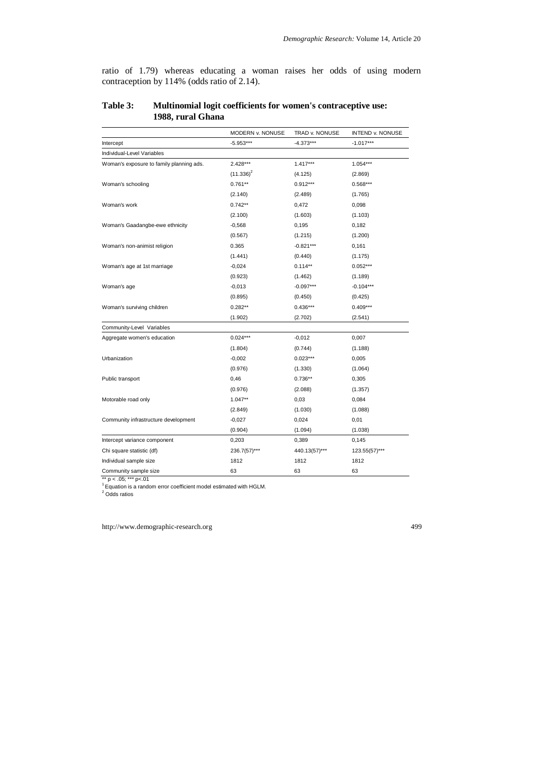ratio of 1.79) whereas educating a woman raises her odds of using modern contraception by 114% (odds ratio of 2.14).

**Table 3: Multinomial logit coefficients for women's contraceptive use: 1988, rural Ghana**

| | MODERN v. NONUSE | TRAD v. NONUSE | INTEND v. NONUSE |
|---|---|---|---|
| Intercept | -5.953*** | -4.373*** | -1.017*** |
| Individual-Level Variables | | | |
| Woman's exposure to family planning ads. | 2.428*** | 1.417*** | 1.054*** |
| | (11.336)[2] | (4.125) | (2.869) |
| Woman's schooling | 0.761** | 0.912*** | 0.568*** |
| | (2.140) | (2.489) | (1.765) |
| Woman's work | 0.742** | 0,472 | 0,098 |
| | (2.100) | (1.603) | (1.103) |
| Woman's Gaadangbe-ewe ethnicity | -0,568 | 0,195 | 0,182 |
| | (0.567) | (1.215) | (1.200) |
| Woman's non-animist religion | 0.365 | -0.821*** | 0,161 |
| | (1.441) | (0.440) | (1.175) |
| Woman's age at 1st marriage | -0,024 | 0.114** | 0.052*** |
| | (0.923) | (1.462) | (1.189) |
| Woman's age | -0,013 | -0.097*** | -0.104*** |
| | (0.895) | (0.450) | (0.425) |
| Woman's surviving children | 0.282** | 0.436*** | 0.409*** |
| | (1.902) | (2.702) | (2.541) |
| Community-Level Variables | | | |
| Aggregate women's education | 0.024*** | -0,012 | 0,007 |
| | (1.804) | (0.744) | (1.188) |
| Urbanization | -0,002 | 0.023*** | 0,005 |
| | (0.976) | (1.330) | (1.064) |
| Public transport | 0,46 | 0.736** | 0,305 |
| | (0.976) | (2.088) | (1.357) |
| Motorable road only | 1.047** | 0,03 | 0,084 |
| | (2.849) | (1.030) | (1.088) |
| Community infrastructure development | -0,027 | 0,024 | 0,01 |
| | (0.904) | (1.094) | (1.038) |
| Intercept variance component | 0,203 | 0,389 | 0,145 |
| Chi square statistic (df) | 236.7(57)*** | 440.13(57)*** | 123.55(57)*** |
| Individual sample size | 1812 | 1812 | 1812 |
| Community sample size | 63 | 63 | 63 |

** $p < .05$; *** $p < .01$

[1] Equation is a random error coefficient model estimated with HGLM.

[2] Odds ratios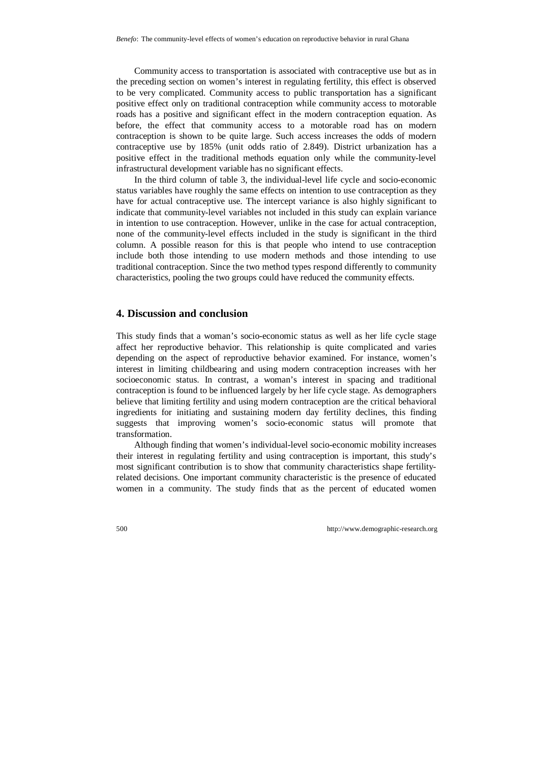Community access to transportation is associated with contraceptive use but as in the preceding section on women's interest in regulating fertility, this effect is observed to be very complicated. Community access to public transportation has a significant positive effect only on traditional contraception while community access to motorable roads has a positive and significant effect in the modern contraception equation. As before, the effect that community access to a motorable road has on modern contraception is shown to be quite large. Such access increases the odds of modern contraceptive use by 185% (unit odds ratio of 2.849). District urbanization has a positive effect in the traditional methods equation only while the community-level infrastructural development variable has no significant effects.

In the third column of table 3, the individual-level life cycle and socio-economic status variables have roughly the same effects on intention to use contraception as they have for actual contraceptive use. The intercept variance is also highly significant to indicate that community-level variables not included in this study can explain variance in intention to use contraception. However, unlike in the case for actual contraception, none of the community-level effects included in the study is significant in the third column. A possible reason for this is that people who intend to use contraception include both those intending to use modern methods and those intending to use traditional contraception. Since the two method types respond differently to community characteristics, pooling the two groups could have reduced the community effects.

## 4. Discussion and conclusion

This study finds that a woman's socio-economic status as well as her life cycle stage affect her reproductive behavior. This relationship is quite complicated and varies depending on the aspect of reproductive behavior examined. For instance, women's interest in limiting childbearing and using modern contraception increases with her socioeconomic status. In contrast, a woman's interest in spacing and traditional contraception is found to be influenced largely by her life cycle stage. As demographers believe that limiting fertility and using modern contraception are the critical behavioral ingredients for initiating and sustaining modern day fertility declines, this finding suggests that improving women's socio-economic status will promote that transformation.

Although finding that women's individual-level socio-economic mobility increases their interest in regulating fertility and using contraception is important, this study's most significant contribution is to show that community characteristics shape fertility-related decisions. One important community characteristic is the presence of educated women in a community. The study finds that as the percent of educated women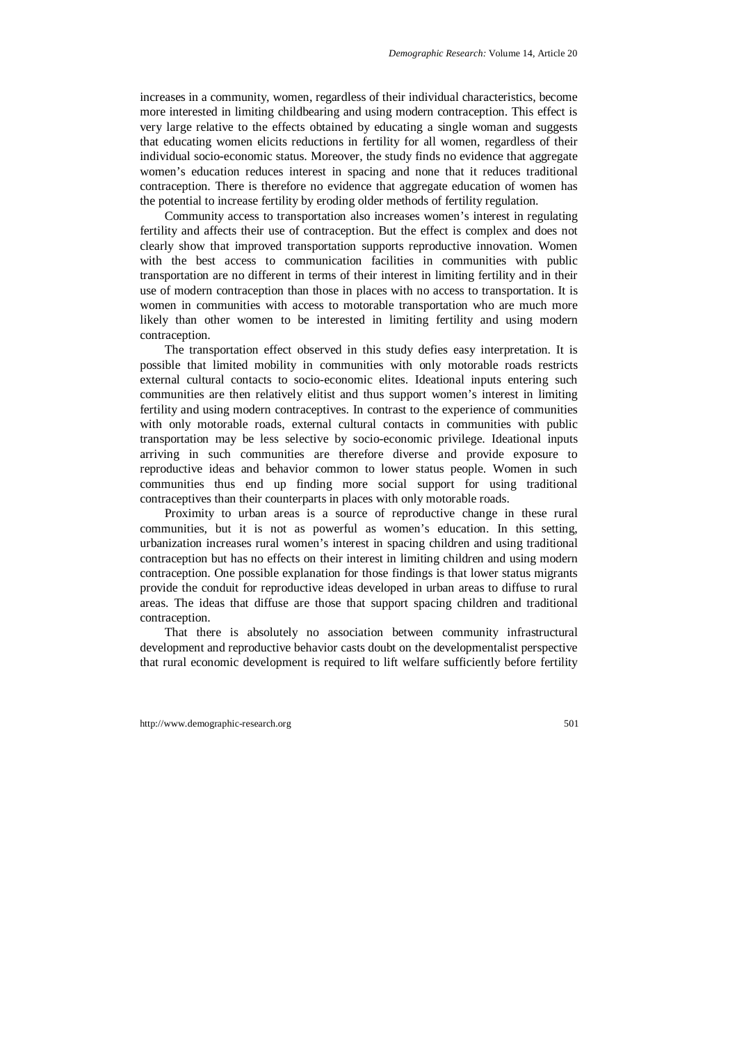increases in a community, women, regardless of their individual characteristics, become more interested in limiting childbearing and using modern contraception. This effect is very large relative to the effects obtained by educating a single woman and suggests that educating women elicits reductions in fertility for all women, regardless of their individual socio-economic status. Moreover, the study finds no evidence that aggregate women's education reduces interest in spacing and none that it reduces traditional contraception. There is therefore no evidence that aggregate education of women has the potential to increase fertility by eroding older methods of fertility regulation.

Community access to transportation also increases women's interest in regulating fertility and affects their use of contraception. But the effect is complex and does not clearly show that improved transportation supports reproductive innovation. Women with the best access to communication facilities in communities with public transportation are no different in terms of their interest in limiting fertility and in their use of modern contraception than those in places with no access to transportation. It is women in communities with access to motorable transportation who are much more likely than other women to be interested in limiting fertility and using modern contraception.

The transportation effect observed in this study defies easy interpretation. It is possible that limited mobility in communities with only motorable roads restricts external cultural contacts to socio-economic elites. Ideational inputs entering such communities are then relatively elitist and thus support women's interest in limiting fertility and using modern contraceptives. In contrast to the experience of communities with only motorable roads, external cultural contacts in communities with public transportation may be less selective by socio-economic privilege. Ideational inputs arriving in such communities are therefore diverse and provide exposure to reproductive ideas and behavior common to lower status people. Women in such communities thus end up finding more social support for using traditional contraceptives than their counterparts in places with only motorable roads.

Proximity to urban areas is a source of reproductive change in these rural communities, but it is not as powerful as women's education. In this setting, urbanization increases rural women's interest in spacing children and using traditional contraception but has no effects on their interest in limiting children and using modern contraception. One possible explanation for those findings is that lower status migrants provide the conduit for reproductive ideas developed in urban areas to diffuse to rural areas. The ideas that diffuse are those that support spacing children and traditional contraception.

That there is absolutely no association between community infrastructural development and reproductive behavior casts doubt on the developmentalist perspective that rural economic development is required to lift welfare sufficiently before fertility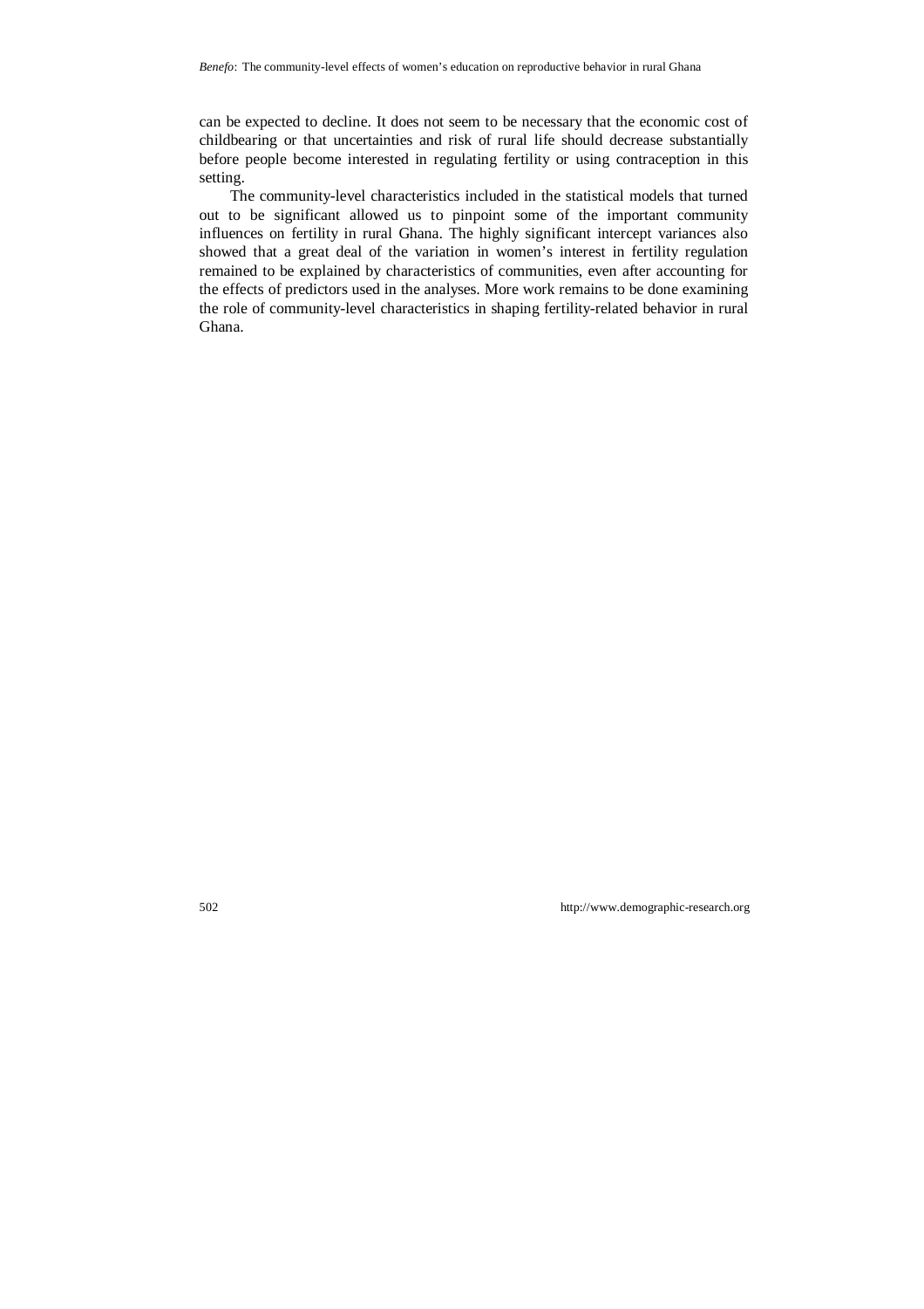can be expected to decline. It does not seem to be necessary that the economic cost of childbearing or that uncertainties and risk of rural life should decrease substantially before people become interested in regulating fertility or using contraception in this setting.

The community-level characteristics included in the statistical models that turned out to be significant allowed us to pinpoint some of the important community influences on fertility in rural Ghana. The highly significant intercept variances also showed that a great deal of the variation in women's interest in fertility regulation remained to be explained by characteristics of communities, even after accounting for the effects of predictors used in the analyses. More work remains to be done examining the role of community-level characteristics in shaping fertility-related behavior in rural Ghana.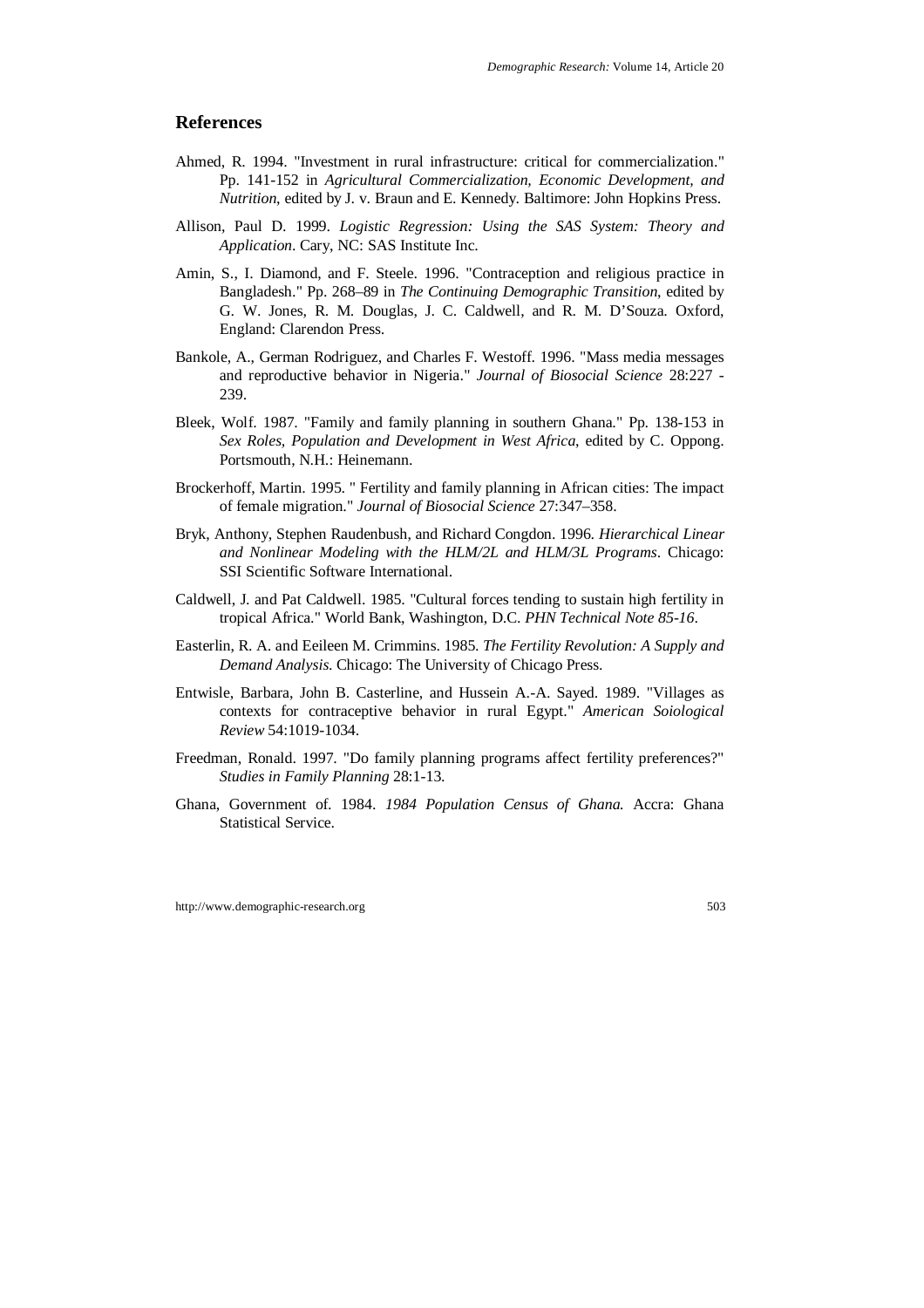## References

Ahmed, R. 1994. "Investment in rural infrastructure: critical for commercialization." Pp. 141-152 in *Agricultural Commercialization, Economic Development, and Nutrition*, edited by J. v. Braun and E. Kennedy. Baltimore: John Hopkins Press.

Allison, Paul D. 1999. *Logistic Regression: Using the SAS System: Theory and Application*. Cary, NC: SAS Institute Inc.

Amin, S., I. Diamond, and F. Steele. 1996. "Contraception and religious practice in Bangladesh." Pp. 268–89 in *The Continuing Demographic Transition*, edited by G. W. Jones, R. M. Douglas, J. C. Caldwell, and R. M. D'Souza. Oxford, England: Clarendon Press.

Bankole, A., German Rodriguez, and Charles F. Westoff. 1996. "Mass media messages and reproductive behavior in Nigeria." *Journal of Biosocial Science* 28:227 - 239.

Bleek, Wolf. 1987. "Family and family planning in southern Ghana." Pp. 138-153 in *Sex Roles, Population and Development in West Africa*, edited by C. Oppong. Portsmouth, N.H.: Heinemann.

Brockerhoff, Martin. 1995. " Fertility and family planning in African cities: The impact of female migration." *Journal of Biosocial Science* 27:347–358.

Bryk, Anthony, Stephen Raudenbush, and Richard Congdon. 1996. *Hierarchical Linear and Nonlinear Modeling with the HLM/2L and HLM/3L Programs*. Chicago: SSI Scientific Software International.

Caldwell, J. and Pat Caldwell. 1985. "Cultural forces tending to sustain high fertility in tropical Africa." World Bank, Washington, D.C. *PHN Technical Note 85-16*.

Easterlin, R. A. and Eeileen M. Crimmins. 1985. *The Fertility Revolution: A Supply and Demand Analysis.* Chicago: The University of Chicago Press.

Entwisle, Barbara, John B. Casterline, and Hussein A.-A. Sayed. 1989. "Villages as contexts for contraceptive behavior in rural Egypt." *American Soiological Review* 54:1019-1034.

Freedman, Ronald. 1997. "Do family planning programs affect fertility preferences?" *Studies in Family Planning* 28:1-13.

Ghana, Government of. 1984. *1984 Population Census of Ghana.* Accra: Ghana Statistical Service.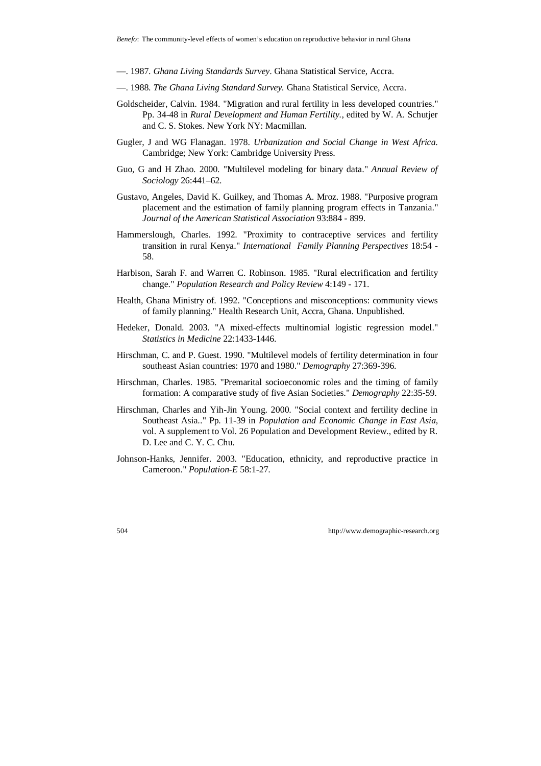—. 1987. *Ghana Living Standards Survey*. Ghana Statistical Service, Accra.

—. 1988. *The Ghana Living Standard Survey.* Ghana Statistical Service, Accra.

Goldscheider, Calvin. 1984. "Migration and rural fertility in less developed countries." Pp. 34-48 in *Rural Development and Human Fertility.*, edited by W. A. Schutjer and C. S. Stokes. New York NY: Macmillan.

Gugler, J and WG Flanagan. 1978. *Urbanization and Social Change in West Africa.* Cambridge; New York: Cambridge University Press.

Guo, G and H Zhao. 2000. "Multilevel modeling for binary data." *Annual Review of Sociology* 26:441–62.

Gustavo, Angeles, David K. Guilkey, and Thomas A. Mroz. 1988. "Purposive program placement and the estimation of family planning program effects in Tanzania." *Journal of the American Statistical Association* 93:884 - 899.

Hammerslough, Charles. 1992. "Proximity to contraceptive services and fertility transition in rural Kenya." *International Family Planning Perspectives* 18:54 - 58.

Harbison, Sarah F. and Warren C. Robinson. 1985. "Rural electrification and fertility change." *Population Research and Policy Review* 4:149 - 171.

Health, Ghana Ministry of. 1992. "Conceptions and misconceptions: community views of family planning." Health Research Unit, Accra, Ghana. Unpublished.

Hedeker, Donald. 2003. "A mixed-effects multinomial logistic regression model." *Statistics in Medicine* 22:1433-1446.

Hirschman, C. and P. Guest. 1990. "Multilevel models of fertility determination in four southeast Asian countries: 1970 and 1980." *Demography* 27:369-396.

Hirschman, Charles. 1985. "Premarital socioeconomic roles and the timing of family formation: A comparative study of five Asian Societies." *Demography* 22:35-59.

Hirschman, Charles and Yih-Jin Young. 2000. "Social context and fertility decline in Southeast Asia.." Pp. 11-39 in *Population and Economic Change in East Asia*, vol. A supplement to Vol. 26 Population and Development Review., edited by R. D. Lee and C. Y. C. Chu.

Johnson-Hanks, Jennifer. 2003. "Education, ethnicity, and reproductive practice in Cameroon." *Population-E* 58:1-27.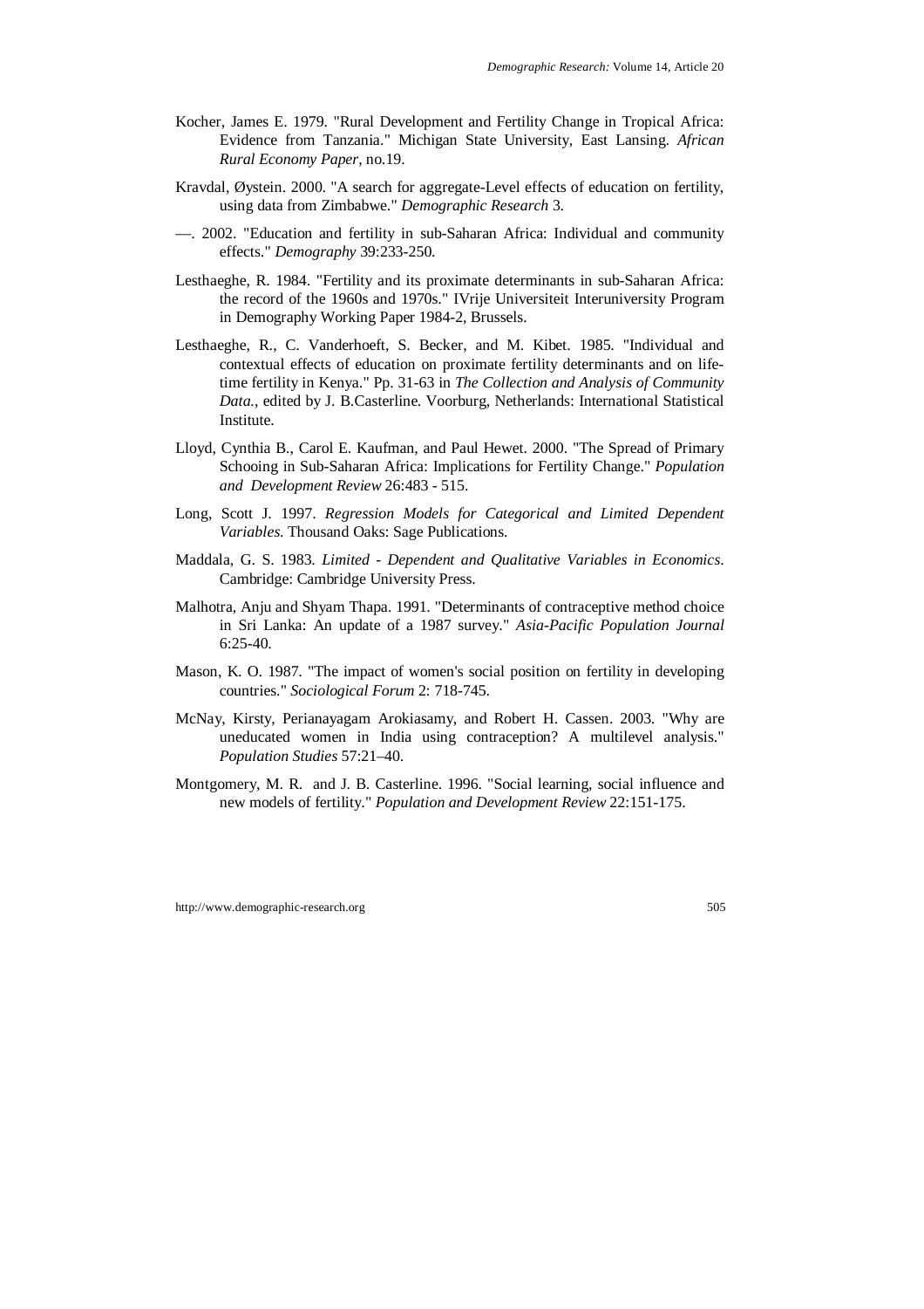Kocher, James E. 1979. "Rural Development and Fertility Change in Tropical Africa: Evidence from Tanzania." Michigan State University, East Lansing. *African Rural Economy Paper*, no.19.

Kravdal, Øystein. 2000. "A search for aggregate-Level effects of education on fertility, using data from Zimbabwe." *Demographic Research* 3.

—. 2002. "Education and fertility in sub-Saharan Africa: Individual and community effects." *Demography* 39:233-250.

Lesthaeghe, R. 1984. "Fertility and its proximate determinants in sub-Saharan Africa: the record of the 1960s and 1970s." IVrije Universiteit Interuniversity Program in Demography Working Paper 1984-2, Brussels.

Lesthaeghe, R., C. Vanderhoeft, S. Becker, and M. Kibet. 1985. "Individual and contextual effects of education on proximate fertility determinants and on life-time fertility in Kenya." Pp. 31-63 in *The Collection and Analysis of Community Data.*, edited by J. B.Casterline. Voorburg, Netherlands: International Statistical Institute.

Lloyd, Cynthia B., Carol E. Kaufman, and Paul Hewet. 2000. "The Spread of Primary Schooing in Sub-Saharan Africa: Implications for Fertility Change." *Population and Development Review* 26:483 - 515.

Long, Scott J. 1997. *Regression Models for Categorical and Limited Dependent Variables.* Thousand Oaks: Sage Publications.

Maddala, G. S. 1983. *Limited - Dependent and Qualitative Variables in Economics*. Cambridge: Cambridge University Press.

Malhotra, Anju and Shyam Thapa. 1991. "Determinants of contraceptive method choice in Sri Lanka: An update of a 1987 survey." *Asia-Pacific Population Journal* 6:25-40.

Mason, K. O. 1987. "The impact of women's social position on fertility in developing countries." *Sociological Forum* 2: 718-745.

McNay, Kirsty, Perianayagam Arokiasamy, and Robert H. Cassen. 2003. "Why are uneducated women in India using contraception? A multilevel analysis." *Population Studies* 57:21–40.

Montgomery, M. R. and J. B. Casterline. 1996. "Social learning, social influence and new models of fertility." *Population and Development Review* 22:151-175.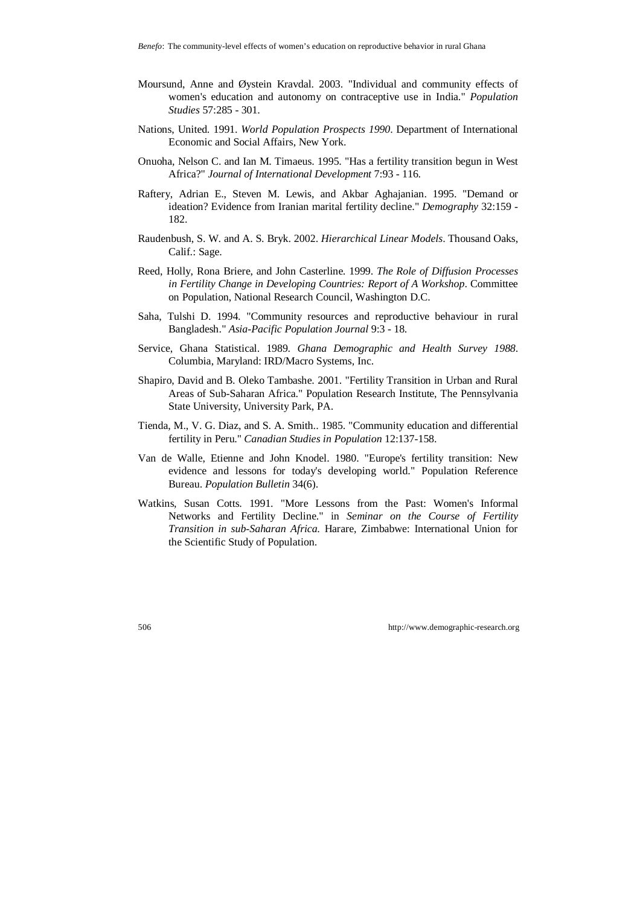Moursund, Anne and Øystein Kravdal. 2003. "Individual and community effects of women's education and autonomy on contraceptive use in India." *Population Studies* 57:285 - 301.

Nations, United. 1991. *World Population Prospects 1990*. Department of International Economic and Social Affairs, New York.

Onuoha, Nelson C. and Ian M. Timaeus. 1995. "Has a fertility transition begun in West Africa?" *Journal of International Development* 7:93 - 116.

Raftery, Adrian E., Steven M. Lewis, and Akbar Aghajanian. 1995. "Demand or ideation? Evidence from Iranian marital fertility decline." *Demography* 32:159 - 182.

Raudenbush, S. W. and A. S. Bryk. 2002. *Hierarchical Linear Models*. Thousand Oaks, Calif.: Sage.

Reed, Holly, Rona Briere, and John Casterline. 1999. *The Role of Diffusion Processes in Fertility Change in Developing Countries: Report of A Workshop*. Committee on Population, National Research Council, Washington D.C.

Saha, Tulshi D. 1994. "Community resources and reproductive behaviour in rural Bangladesh." *Asia-Pacific Population Journal* 9:3 - 18.

Service, Ghana Statistical. 1989. *Ghana Demographic and Health Survey 1988*. Columbia, Maryland: IRD/Macro Systems, Inc.

Shapiro, David and B. Oleko Tambashe. 2001. "Fertility Transition in Urban and Rural Areas of Sub-Saharan Africa." Population Research Institute, The Pennsylvania State University, University Park, PA.

Tienda, M., V. G. Diaz, and S. A. Smith.. 1985. "Community education and differential fertility in Peru." *Canadian Studies in Population* 12:137-158.

Van de Walle, Etienne and John Knodel. 1980. "Europe's fertility transition: New evidence and lessons for today's developing world." Population Reference Bureau. *Population Bulletin* 34(6).

Watkins, Susan Cotts. 1991. "More Lessons from the Past: Women's Informal Networks and Fertility Decline." in *Seminar on the Course of Fertility Transition in sub-Saharan Africa*. Harare, Zimbabwe: International Union for the Scientific Study of Population.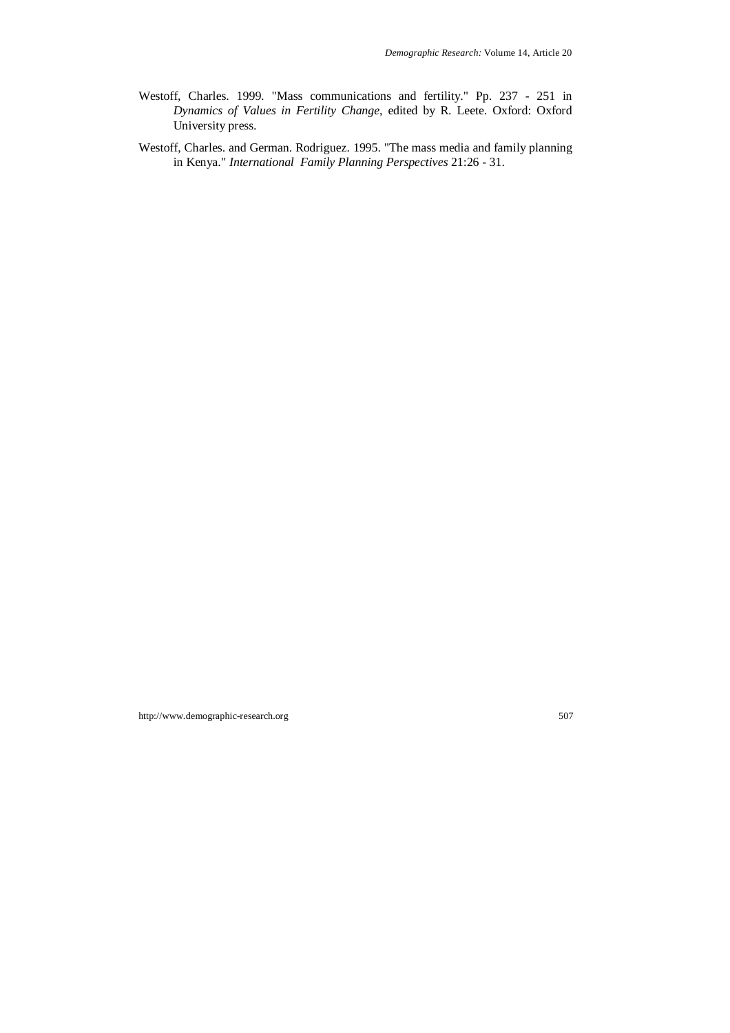Westoff, Charles. 1999. "Mass communications and fertility." Pp. 237 - 251 in *Dynamics of Values in Fertility Change*, edited by R. Leete. Oxford: Oxford University press.

Westoff, Charles. and German. Rodriguez. 1995. "The mass media and family planning in Kenya." *International Family Planning Perspectives* 21:26 - 31.